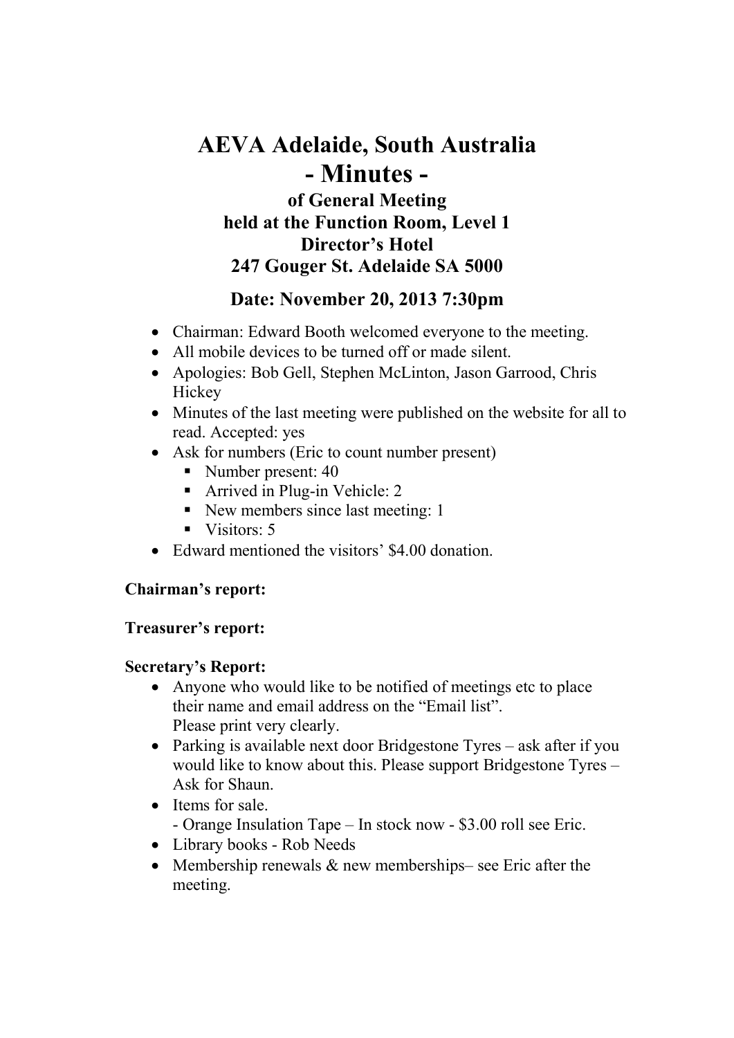# AEVA Adelaide, South Australia

# - Minutes -

### of General Meeting
### held at the Function Room, Level 1
### Director's Hotel
### 247 Gouger St. Adelaide SA 5000

## Date: November 20, 2013 7:30pm

- Chairman: Edward Booth welcomed everyone to the meeting.
- All mobile devices to be turned off or made silent.
- Apologies: Bob Gell, Stephen McLinton, Jason Garrood, Chris Hickey
- Minutes of the last meeting were published on the website for all to read. Accepted: yes
- Ask for numbers (Eric to count number present)
  - Number present: 40
  - Arrived in Plug-in Vehicle: 2
  - New members since last meeting: 1
  - Visitors: 5
- Edward mentioned the visitors' $4.00 donation.

**Chairman's report:**

**Treasurer's report:**

**Secretary's Report:**

- Anyone who would like to be notified of meetings etc to place their name and email address on the "Email list".
  Please print very clearly.
- Parking is available next door Bridgestone Tyres – ask after if you would like to know about this. Please support Bridgestone Tyres – Ask for Shaun.
- Items for sale.
  - Orange Insulation Tape – In stock now - $3.00 roll see Eric.
- Library books - Rob Needs
- Membership renewals & new memberships– see Eric after the meeting.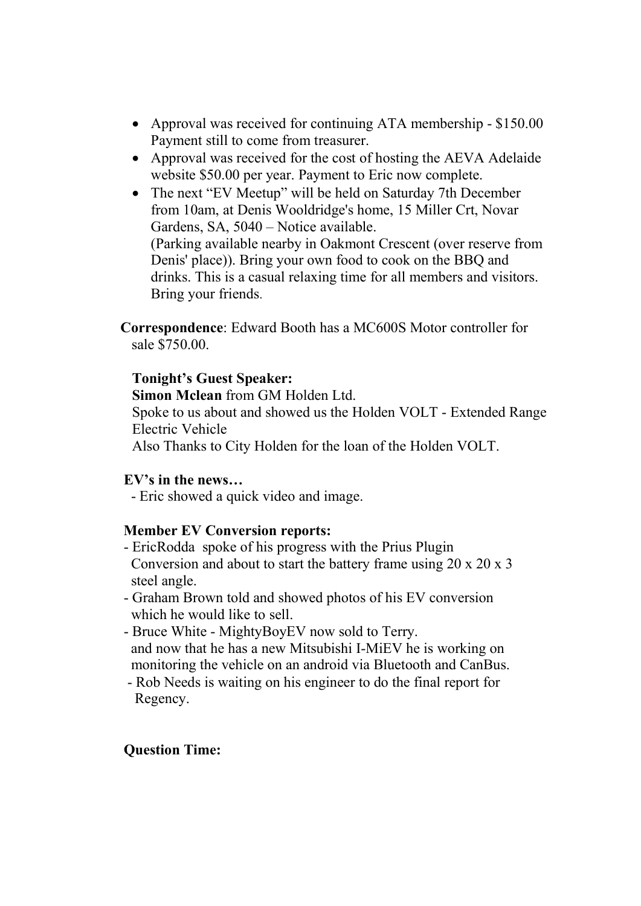- Approval was received for continuing ATA membership - $150.00 Payment still to come from treasurer.
- Approval was received for the cost of hosting the AEVA Adelaide website $50.00 per year. Payment to Eric now complete.
- The next "EV Meetup" will be held on Saturday 7th December from 10am, at Denis Wooldridge's home, 15 Miller Crt, Novar Gardens, SA, 5040 – Notice available.
  (Parking available nearby in Oakmont Crescent (over reserve from Denis' place)). Bring your own food to cook on the BBQ and drinks. This is a casual relaxing time for all members and visitors. Bring your friends.

**Correspondence**: Edward Booth has a MC600S Motor controller for sale $750.00.

**Tonight's Guest Speaker:**
**Simon Mclean** from GM Holden Ltd.
Spoke to us about and showed us the Holden VOLT - Extended Range Electric Vehicle
Also Thanks to City Holden for the loan of the Holden VOLT.

**EV's in the news…**
- Eric showed a quick video and image.

**Member EV Conversion reports:**
- EricRodda spoke of his progress with the Prius Plugin Conversion and about to start the battery frame using 20 x 20 x 3 steel angle.
- Graham Brown told and showed photos of his EV conversion which he would like to sell.
- Bruce White - MightyBoyEV now sold to Terry. and now that he has a new Mitsubishi I-MiEV he is working on monitoring the vehicle on an android via Bluetooth and CanBus.
- Rob Needs is waiting on his engineer to do the final report for Regency.

**Question Time:**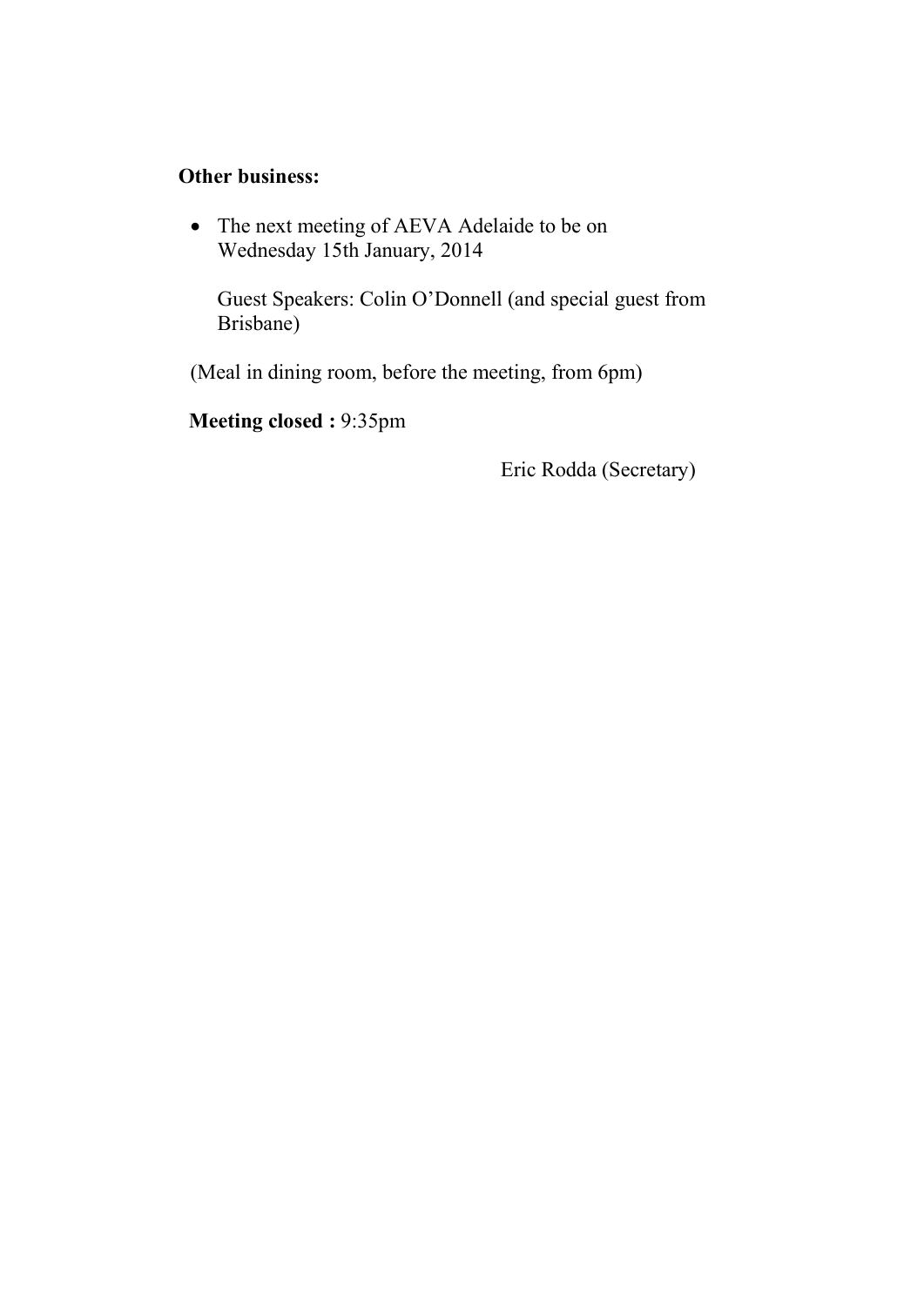**Other business:**

- The next meeting of AEVA Adelaide to be on Wednesday 15th January, 2014

  Guest Speakers: Colin O'Donnell (and special guest from Brisbane)

(Meal in dining room, before the meeting, from 6pm)

**Meeting closed :** 9:35pm

Eric Rodda (Secretary)